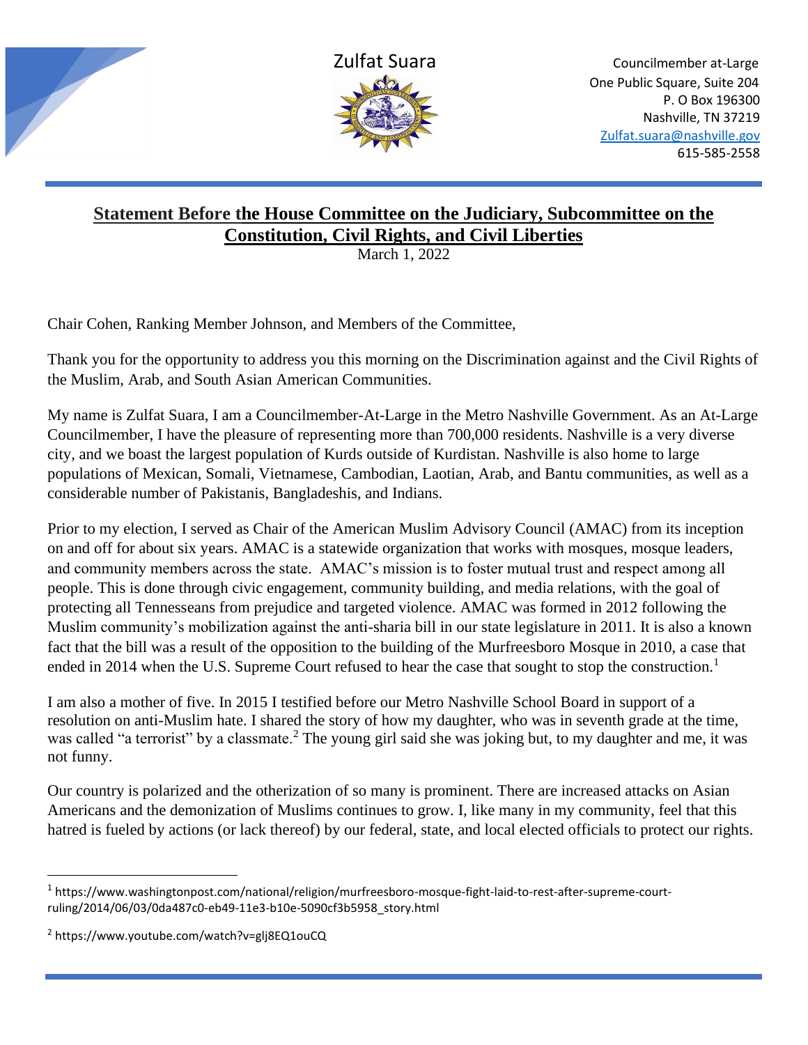Zulfat Suara

Councilmember at-Large
One Public Square, Suite 204
P. O Box 196300
Nashville, TN 37219
Zulfat.suara@nashville.gov
615-585-2558

## Statement Before the House Committee on the Judiciary, Subcommittee on the Constitution, Civil Rights, and Civil Liberties

March 1, 2022

Chair Cohen, Ranking Member Johnson, and Members of the Committee,

Thank you for the opportunity to address you this morning on the Discrimination against and the Civil Rights of the Muslim, Arab, and South Asian American Communities.

My name is Zulfat Suara, I am a Councilmember-At-Large in the Metro Nashville Government. As an At-Large Councilmember, I have the pleasure of representing more than 700,000 residents. Nashville is a very diverse city, and we boast the largest population of Kurds outside of Kurdistan. Nashville is also home to large populations of Mexican, Somali, Vietnamese, Cambodian, Laotian, Arab, and Bantu communities, as well as a considerable number of Pakistanis, Bangladeshis, and Indians.

Prior to my election, I served as Chair of the American Muslim Advisory Council (AMAC) from its inception on and off for about six years. AMAC is a statewide organization that works with mosques, mosque leaders, and community members across the state. AMAC's mission is to foster mutual trust and respect among all people. This is done through civic engagement, community building, and media relations, with the goal of protecting all Tennesseans from prejudice and targeted violence. AMAC was formed in 2012 following the Muslim community's mobilization against the anti-sharia bill in our state legislature in 2011. It is also a known fact that the bill was a result of the opposition to the building of the Murfreesboro Mosque in 2010, a case that ended in 2014 when the U.S. Supreme Court refused to hear the case that sought to stop the construction.[1]

I am also a mother of five. In 2015 I testified before our Metro Nashville School Board in support of a resolution on anti-Muslim hate. I shared the story of how my daughter, who was in seventh grade at the time, was called "a terrorist" by a classmate.[2] The young girl said she was joking but, to my daughter and me, it was not funny.

Our country is polarized and the otherization of so many is prominent. There are increased attacks on Asian Americans and the demonization of Muslims continues to grow. I, like many in my community, feel that this hatred is fueled by actions (or lack thereof) by our federal, state, and local elected officials to protect our rights.

---

[1] https://www.washingtonpost.com/national/religion/murfreesboro-mosque-fight-laid-to-rest-after-supreme-court-ruling/2014/06/03/0da487c0-eb49-11e3-b10e-5090cf3b5958_story.html

[2] https://www.youtube.com/watch?v=glj8EQ1ouCQ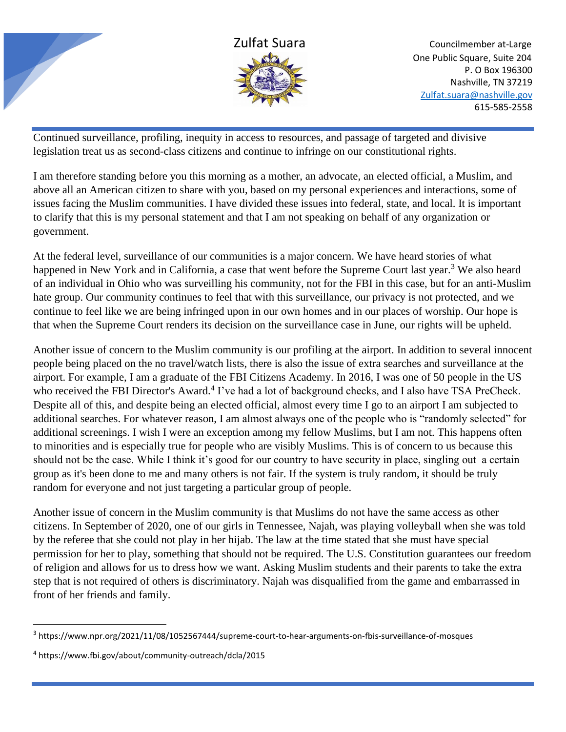Continued surveillance, profiling, inequity in access to resources, and passage of targeted and divisive legislation treat us as second-class citizens and continue to infringe on our constitutional rights.

I am therefore standing before you this morning as a mother, an advocate, an elected official, a Muslim, and above all an American citizen to share with you, based on my personal experiences and interactions, some of issues facing the Muslim communities. I have divided these issues into federal, state, and local. It is important to clarify that this is my personal statement and that I am not speaking on behalf of any organization or government.

At the federal level, surveillance of our communities is a major concern. We have heard stories of what happened in New York and in California, a case that went before the Supreme Court last year.[3] We also heard of an individual in Ohio who was surveilling his community, not for the FBI in this case, but for an anti-Muslim hate group. Our community continues to feel that with this surveillance, our privacy is not protected, and we continue to feel like we are being infringed upon in our own homes and in our places of worship. Our hope is that when the Supreme Court renders its decision on the surveillance case in June, our rights will be upheld.

Another issue of concern to the Muslim community is our profiling at the airport. In addition to several innocent people being placed on the no travel/watch lists, there is also the issue of extra searches and surveillance at the airport. For example, I am a graduate of the FBI Citizens Academy. In 2016, I was one of 50 people in the US who received the FBI Director's Award.[4] I've had a lot of background checks, and I also have TSA PreCheck. Despite all of this, and despite being an elected official, almost every time I go to an airport I am subjected to additional searches. For whatever reason, I am almost always one of the people who is "randomly selected" for additional screenings. I wish I were an exception among my fellow Muslims, but I am not. This happens often to minorities and is especially true for people who are visibly Muslims. This is of concern to us because this should not be the case. While I think it's good for our country to have security in place, singling out a certain group as it's been done to me and many others is not fair. If the system is truly random, it should be truly random for everyone and not just targeting a particular group of people.

Another issue of concern in the Muslim community is that Muslims do not have the same access as other citizens. In September of 2020, one of our girls in Tennessee, Najah, was playing volleyball when she was told by the referee that she could not play in her hijab. The law at the time stated that she must have special permission for her to play, something that should not be required. The U.S. Constitution guarantees our freedom of religion and allows for us to dress how we want. Asking Muslim students and their parents to take the extra step that is not required of others is discriminatory. Najah was disqualified from the game and embarrassed in front of her friends and family.

---

[3] https://www.npr.org/2021/11/08/1052567444/supreme-court-to-hear-arguments-on-fbis-surveillance-of-mosques

[4] https://www.fbi.gov/about/community-outreach/dcla/2015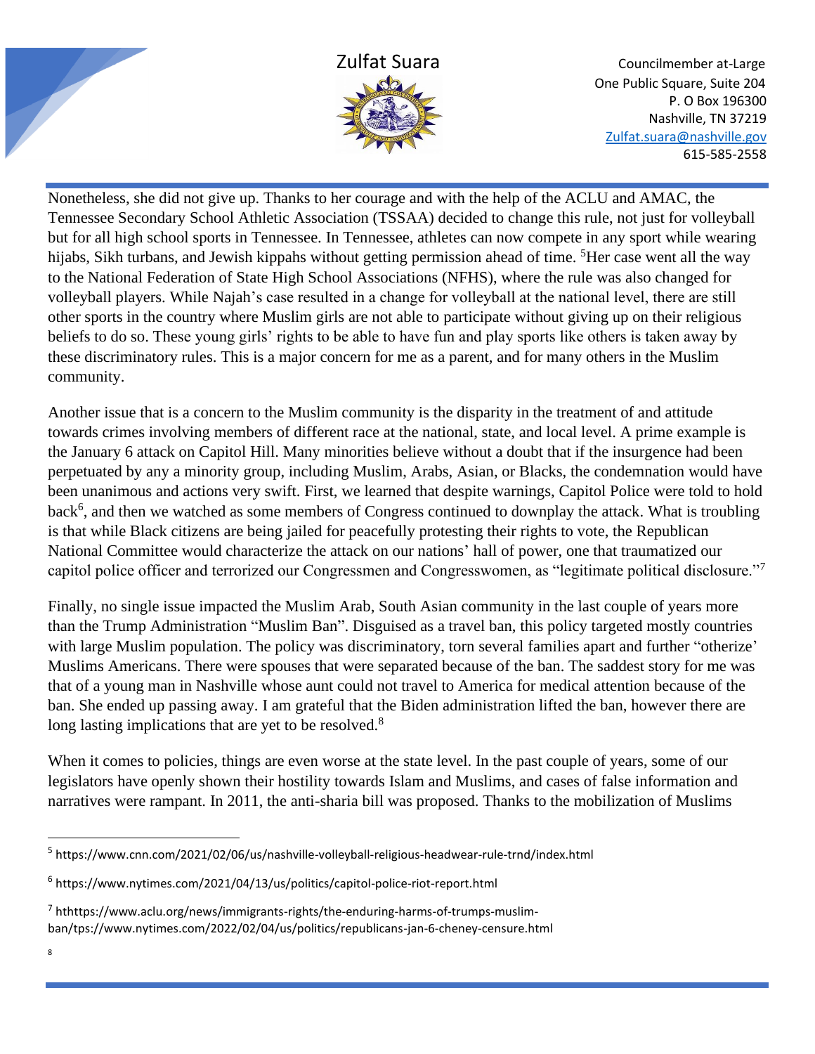Nonetheless, she did not give up. Thanks to her courage and with the help of the ACLU and AMAC, the Tennessee Secondary School Athletic Association (TSSAA) decided to change this rule, not just for volleyball but for all high school sports in Tennessee. In Tennessee, athletes can now compete in any sport while wearing hijabs, Sikh turbans, and Jewish kippahs without getting permission ahead of time. [5]Her case went all the way to the National Federation of State High School Associations (NFHS), where the rule was also changed for volleyball players. While Najah's case resulted in a change for volleyball at the national level, there are still other sports in the country where Muslim girls are not able to participate without giving up on their religious beliefs to do so. These young girls' rights to be able to have fun and play sports like others is taken away by these discriminatory rules. This is a major concern for me as a parent, and for many others in the Muslim community.

Another issue that is a concern to the Muslim community is the disparity in the treatment of and attitude towards crimes involving members of different race at the national, state, and local level. A prime example is the January 6 attack on Capitol Hill. Many minorities believe without a doubt that if the insurgence had been perpetuated by any a minority group, including Muslim, Arabs, Asian, or Blacks, the condemnation would have been unanimous and actions very swift. First, we learned that despite warnings, Capitol Police were told to hold back[6], and then we watched as some members of Congress continued to downplay the attack. What is troubling is that while Black citizens are being jailed for peacefully protesting their rights to vote, the Republican National Committee would characterize the attack on our nations' hall of power, one that traumatized our capitol police officer and terrorized our Congressmen and Congresswomen, as "legitimate political disclosure."[7]

Finally, no single issue impacted the Muslim Arab, South Asian community in the last couple of years more than the Trump Administration "Muslim Ban". Disguised as a travel ban, this policy targeted mostly countries with large Muslim population. The policy was discriminatory, torn several families apart and further "otherize' Muslims Americans. There were spouses that were separated because of the ban. The saddest story for me was that of a young man in Nashville whose aunt could not travel to America for medical attention because of the ban. She ended up passing away. I am grateful that the Biden administration lifted the ban, however there are long lasting implications that are yet to be resolved.[8]

When it comes to policies, things are even worse at the state level. In the past couple of years, some of our legislators have openly shown their hostility towards Islam and Muslims, and cases of false information and narratives were rampant. In 2011, the anti-sharia bill was proposed. Thanks to the mobilization of Muslims

---

[5] https://www.cnn.com/2021/02/06/us/nashville-volleyball-religious-headwear-rule-trnd/index.html

[6] https://www.nytimes.com/2021/04/13/us/politics/capitol-police-riot-report.html

[7] hthttps://www.aclu.org/news/immigrants-rights/the-enduring-harms-of-trumps-muslim-ban/tps://www.nytimes.com/2022/02/04/us/politics/republicans-jan-6-cheney-censure.html

[8]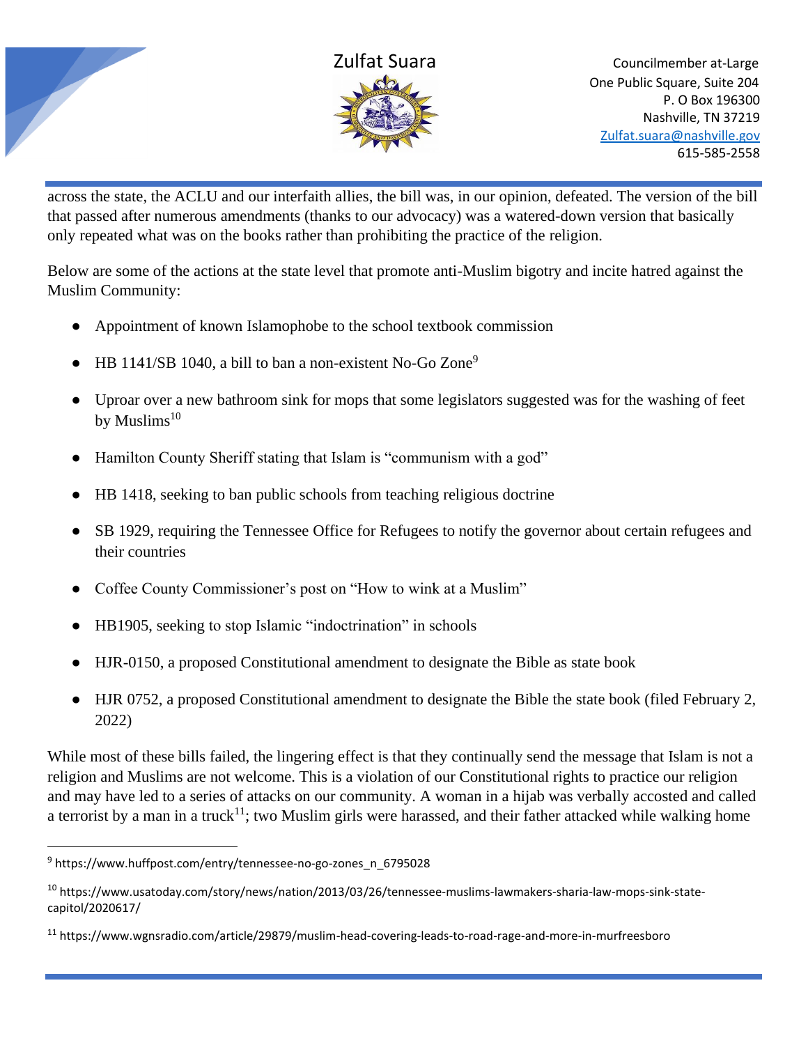across the state, the ACLU and our interfaith allies, the bill was, in our opinion, defeated. The version of the bill that passed after numerous amendments (thanks to our advocacy) was a watered-down version that basically only repeated what was on the books rather than prohibiting the practice of the religion.

Below are some of the actions at the state level that promote anti-Muslim bigotry and incite hatred against the Muslim Community:

- Appointment of known Islamophobe to the school textbook commission
- HB 1141/SB 1040, a bill to ban a non-existent No-Go Zone[9]
- Uproar over a new bathroom sink for mops that some legislators suggested was for the washing of feet by Muslims[10]
- Hamilton County Sheriff stating that Islam is "communism with a god"
- HB 1418, seeking to ban public schools from teaching religious doctrine
- SB 1929, requiring the Tennessee Office for Refugees to notify the governor about certain refugees and their countries
- Coffee County Commissioner's post on "How to wink at a Muslim"
- HB1905, seeking to stop Islamic "indoctrination" in schools
- HJR-0150, a proposed Constitutional amendment to designate the Bible as state book
- HJR 0752, a proposed Constitutional amendment to designate the Bible the state book (filed February 2, 2022)

While most of these bills failed, the lingering effect is that they continually send the message that Islam is not a religion and Muslims are not welcome. This is a violation of our Constitutional rights to practice our religion and may have led to a series of attacks on our community. A woman in a hijab was verbally accosted and called a terrorist by a man in a truck[11]; two Muslim girls were harassed, and their father attacked while walking home

---

[9] https://www.huffpost.com/entry/tennessee-no-go-zones_n_6795028

[10] https://www.usatoday.com/story/news/nation/2013/03/26/tennessee-muslims-lawmakers-sharia-law-mops-sink-state-capitol/2020617/

[11] https://www.wgnsradio.com/article/29879/muslim-head-covering-leads-to-road-rage-and-more-in-murfreesboro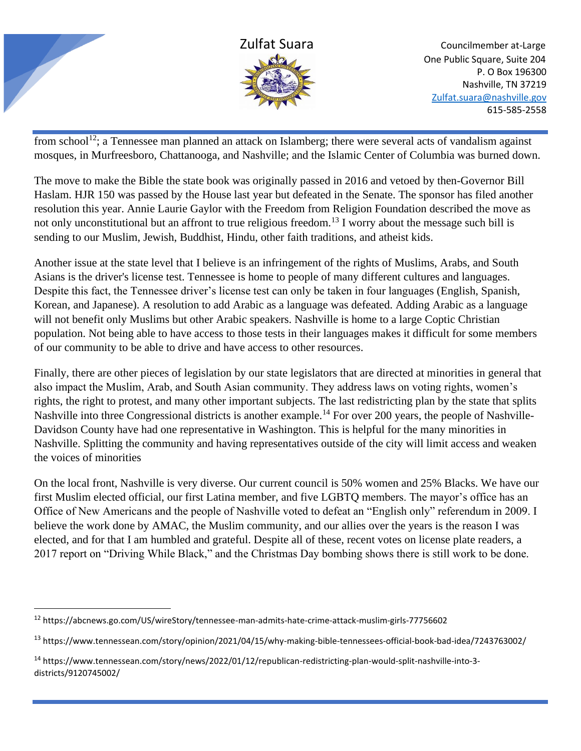from school[12]; a Tennessee man planned an attack on Islamberg; there were several acts of vandalism against mosques, in Murfreesboro, Chattanooga, and Nashville; and the Islamic Center of Columbia was burned down.

The move to make the Bible the state book was originally passed in 2016 and vetoed by then-Governor Bill Haslam. HJR 150 was passed by the House last year but defeated in the Senate. The sponsor has filed another resolution this year. Annie Laurie Gaylor with the Freedom from Religion Foundation described the move as not only unconstitutional but an affront to true religious freedom.[13] I worry about the message such bill is sending to our Muslim, Jewish, Buddhist, Hindu, other faith traditions, and atheist kids.

Another issue at the state level that I believe is an infringement of the rights of Muslims, Arabs, and South Asians is the driver's license test. Tennessee is home to people of many different cultures and languages. Despite this fact, the Tennessee driver's license test can only be taken in four languages (English, Spanish, Korean, and Japanese). A resolution to add Arabic as a language was defeated. Adding Arabic as a language will not benefit only Muslims but other Arabic speakers. Nashville is home to a large Coptic Christian population. Not being able to have access to those tests in their languages makes it difficult for some members of our community to be able to drive and have access to other resources.

Finally, there are other pieces of legislation by our state legislators that are directed at minorities in general that also impact the Muslim, Arab, and South Asian community. They address laws on voting rights, women's rights, the right to protest, and many other important subjects. The last redistricting plan by the state that splits Nashville into three Congressional districts is another example.[14] For over 200 years, the people of Nashville-Davidson County have had one representative in Washington. This is helpful for the many minorities in Nashville. Splitting the community and having representatives outside of the city will limit access and weaken the voices of minorities

On the local front, Nashville is very diverse. Our current council is 50% women and 25% Blacks. We have our first Muslim elected official, our first Latina member, and five LGBTQ members. The mayor's office has an Office of New Americans and the people of Nashville voted to defeat an "English only" referendum in 2009. I believe the work done by AMAC, the Muslim community, and our allies over the years is the reason I was elected, and for that I am humbled and grateful. Despite all of these, recent votes on license plate readers, a 2017 report on "Driving While Black," and the Christmas Day bombing shows there is still work to be done.

---

[12] https://abcnews.go.com/US/wireStory/tennessee-man-admits-hate-crime-attack-muslim-girls-77756602

[13] https://www.tennessean.com/story/opinion/2021/04/15/why-making-bible-tennessees-official-book-bad-idea/7243763002/

[14] https://www.tennessean.com/story/news/2022/01/12/republican-redistricting-plan-would-split-nashville-into-3-districts/9120745002/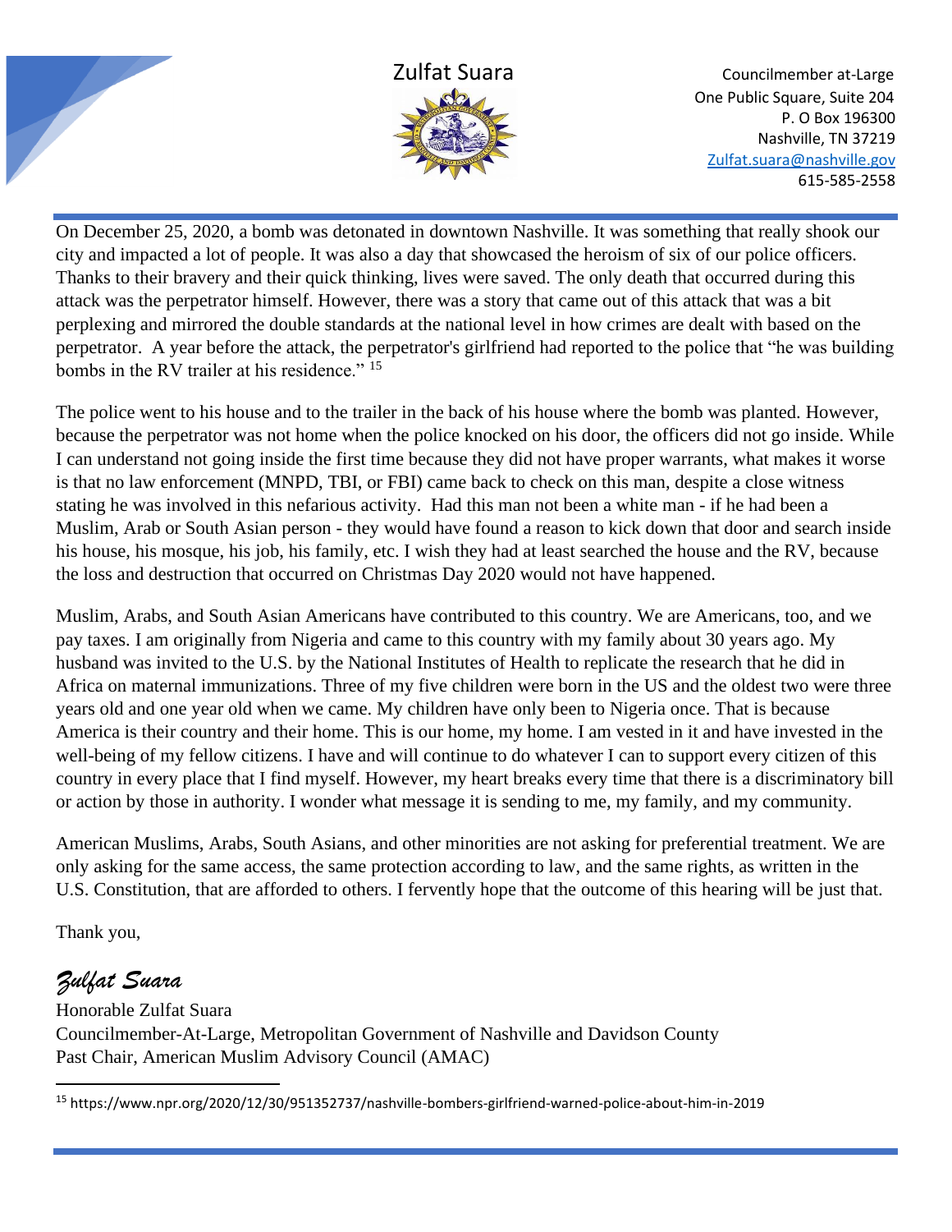Zulfat Suara

Councilmember at-Large
One Public Square, Suite 204
P. O Box 196300
Nashville, TN 37219
Zulfat.suara@nashville.gov
615-585-2558

On December 25, 2020, a bomb was detonated in downtown Nashville. It was something that really shook our city and impacted a lot of people. It was also a day that showcased the heroism of six of our police officers. Thanks to their bravery and their quick thinking, lives were saved. The only death that occurred during this attack was the perpetrator himself. However, there was a story that came out of this attack that was a bit perplexing and mirrored the double standards at the national level in how crimes are dealt with based on the perpetrator. A year before the attack, the perpetrator's girlfriend had reported to the police that "he was building bombs in the RV trailer at his residence." [15]

The police went to his house and to the trailer in the back of his house where the bomb was planted. However, because the perpetrator was not home when the police knocked on his door, the officers did not go inside. While I can understand not going inside the first time because they did not have proper warrants, what makes it worse is that no law enforcement (MNPD, TBI, or FBI) came back to check on this man, despite a close witness stating he was involved in this nefarious activity. Had this man not been a white man - if he had been a Muslim, Arab or South Asian person - they would have found a reason to kick down that door and search inside his house, his mosque, his job, his family, etc. I wish they had at least searched the house and the RV, because the loss and destruction that occurred on Christmas Day 2020 would not have happened.

Muslim, Arabs, and South Asian Americans have contributed to this country. We are Americans, too, and we pay taxes. I am originally from Nigeria and came to this country with my family about 30 years ago. My husband was invited to the U.S. by the National Institutes of Health to replicate the research that he did in Africa on maternal immunizations. Three of my five children were born in the US and the oldest two were three years old and one year old when we came. My children have only been to Nigeria once. That is because America is their country and their home. This is our home, my home. I am vested in it and have invested in the well-being of my fellow citizens. I have and will continue to do whatever I can to support every citizen of this country in every place that I find myself. However, my heart breaks every time that there is a discriminatory bill or action by those in authority. I wonder what message it is sending to me, my family, and my community.

American Muslims, Arabs, South Asians, and other minorities are not asking for preferential treatment. We are only asking for the same access, the same protection according to law, and the same rights, as written in the U.S. Constitution, that are afforded to others. I fervently hope that the outcome of this hearing will be just that.

Thank you,

*Zulfat Suara*

Honorable Zulfat Suara
Councilmember-At-Large, Metropolitan Government of Nashville and Davidson County
Past Chair, American Muslim Advisory Council (AMAC)

[15] https://www.npr.org/2020/12/30/951352737/nashville-bombers-girlfriend-warned-police-about-him-in-2019